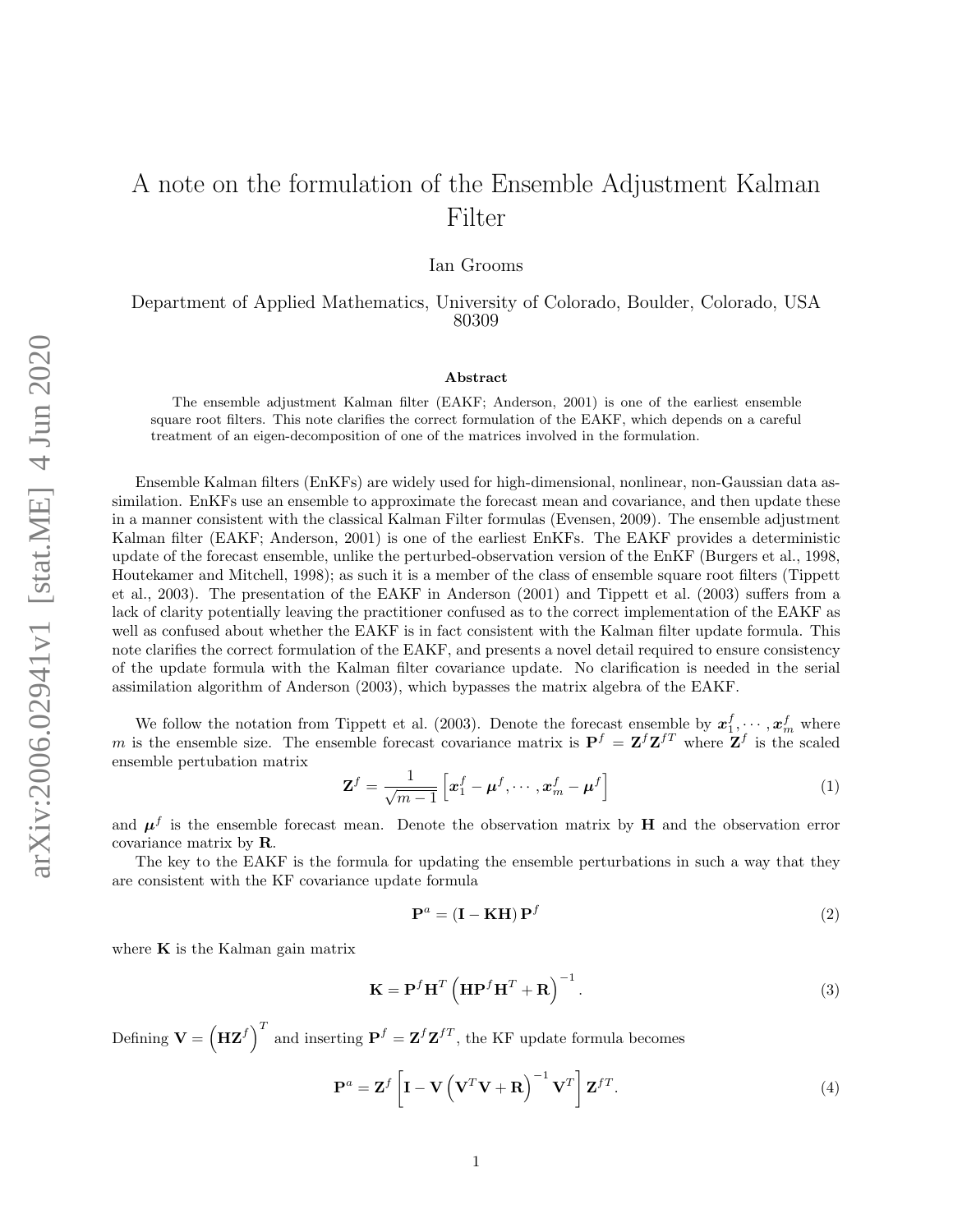// A note on the formulation of the Ensemble Adjustment Kalman Filter

Ian Grooms

Department of Applied Mathematics, University of Colorado, Boulder, Colorado, USA 80309

**Abstract**

The ensemble adjustment Kalman filter (EAKF; Anderson, 2001) is one of the earliest ensemble square root filters. This note clarifies the correct formulation of the EAKF, which depends on a careful treatment of an eigen-decomposition of one of the matrices involved in the formulation.

Ensemble Kalman filters (EnKFs) are widely used for high-dimensional, nonlinear, non-Gaussian data assimilation. EnKFs use an ensemble to approximate the forecast mean and covariance, and then update these in a manner consistent with the classical Kalman Filter formulas (Evensen, 2009). The ensemble adjustment Kalman filter (EAKF; Anderson, 2001) is one of the earliest EnKFs. The EAKF provides a deterministic update of the forecast ensemble, unlike the perturbed-observation version of the EnKF (Burgers et al., 1998, Houtekamer and Mitchell, 1998); as such it is a member of the class of ensemble square root filters (Tippett et al., 2003). The presentation of the EAKF in Anderson (2001) and Tippett et al. (2003) suffers from a lack of clarity potentially leaving the practitioner confused as to the correct implementation of the EAKF as well as confused about whether the EAKF is in fact consistent with the Kalman filter update formula. This note clarifies the correct formulation of the EAKF, and presents a novel detail required to ensure consistency of the update formula with the Kalman filter covariance update. No clarification is needed in the serial assimilation algorithm of Anderson (2003), which bypasses the matrix algebra of the EAKF.

We follow the notation from Tippett et al. (2003). Denote the forecast ensemble by $\boldsymbol{x}_1^f, \cdots, \boldsymbol{x}_m^f$ where $m$ is the ensemble size. The ensemble forecast covariance matrix is $\mathbf{P}^f = \mathbf{Z}^f\mathbf{Z}^{fT}$ where $\mathbf{Z}^f$ is the scaled ensemble pertubation matrix

$$\mathbf{Z}^f = \frac{1}{\sqrt{m-1}}\left[\boldsymbol{x}_1^f - \boldsymbol{\mu}^f, \cdots, \boldsymbol{x}_m^f - \boldsymbol{\mu}^f\right] \tag{1}$$

and $\boldsymbol{\mu}^f$ is the ensemble forecast mean. Denote the observation matrix by $\mathbf{H}$ and the observation error covariance matrix by $\mathbf{R}$.

The key to the EAKF is the formula for updating the ensemble perturbations in such a way that they are consistent with the KF covariance update formula

$$\mathbf{P}^a = \left(\mathbf{I} - \mathbf{K}\mathbf{H}\right)\mathbf{P}^f \tag{2}$$

where $\mathbf{K}$ is the Kalman gain matrix

$$\mathbf{K} = \mathbf{P}^f\mathbf{H}^T\left(\mathbf{H}\mathbf{P}^f\mathbf{H}^T + \mathbf{R}\right)^{-1}. \tag{3}$$

Defining $\mathbf{V} = \left(\mathbf{H}\mathbf{Z}^f\right)^T$ and inserting $\mathbf{P}^f = \mathbf{Z}^f\mathbf{Z}^{fT}$, the KF update formula becomes

$$\mathbf{P}^a = \mathbf{Z}^f\left[\mathbf{I} - \mathbf{V}\left(\mathbf{V}^T\mathbf{V} + \mathbf{R}\right)^{-1}\mathbf{V}^T\right]\mathbf{Z}^{fT}. \tag{4}$$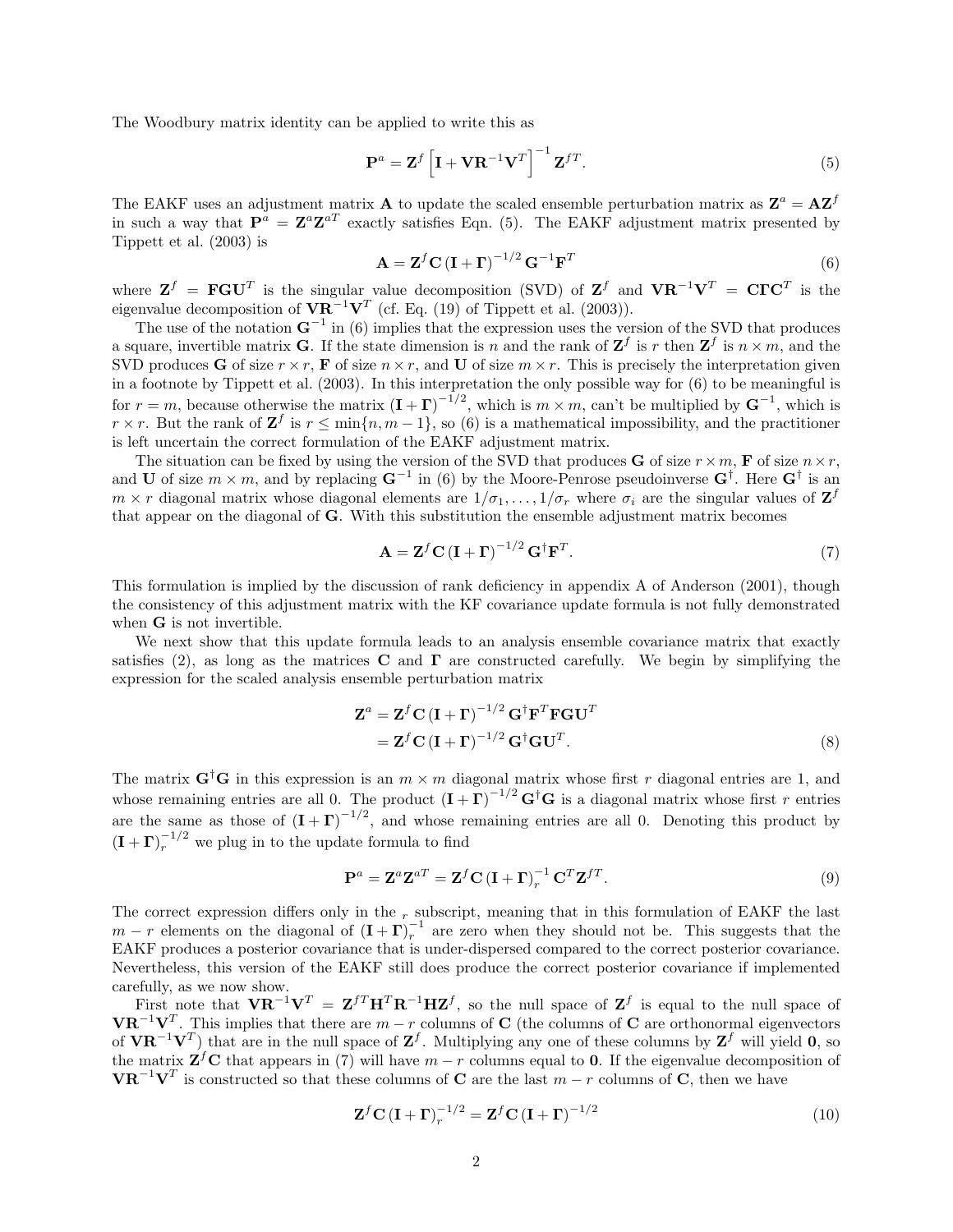The Woodbury matrix identity can be applied to write this as

$$\mathbf{P}^a = \mathbf{Z}^f \left[\mathbf{I} + \mathbf{V}\mathbf{R}^{-1}\mathbf{V}^T\right]^{-1} \mathbf{Z}^{fT}. \tag{5}$$

The EAKF uses an adjustment matrix $\mathbf{A}$ to update the scaled ensemble perturbation matrix as $\mathbf{Z}^a = \mathbf{A}\mathbf{Z}^f$ in such a way that $\mathbf{P}^a = \mathbf{Z}^a\mathbf{Z}^{aT}$ exactly satisfies Eqn. (5). The EAKF adjustment matrix presented by Tippett et al. (2003) is

$$\mathbf{A} = \mathbf{Z}^f \mathbf{C} \left(\mathbf{I} + \mathbf{\Gamma}\right)^{-1/2} \mathbf{G}^{-1}\mathbf{F}^T \tag{6}$$

where $\mathbf{Z}^f = \mathbf{F}\mathbf{G}\mathbf{U}^T$ is the singular value decomposition (SVD) of $\mathbf{Z}^f$ and $\mathbf{V}\mathbf{R}^{-1}\mathbf{V}^T = \mathbf{C}\mathbf{\Gamma}\mathbf{C}^T$ is the eigenvalue decomposition of $\mathbf{V}\mathbf{R}^{-1}\mathbf{V}^T$ (cf. Eq. (19) of Tippett et al. (2003)).

The use of the notation $\mathbf{G}^{-1}$ in (6) implies that the expression uses the version of the SVD that produces a square, invertible matrix $\mathbf{G}$. If the state dimension is $n$ and the rank of $\mathbf{Z}^f$ is $r$ then $\mathbf{Z}^f$ is $n \times m$, and the SVD produces $\mathbf{G}$ of size $r \times r$, $\mathbf{F}$ of size $n \times r$, and $\mathbf{U}$ of size $m \times r$. This is precisely the interpretation given in a footnote by Tippett et al. (2003). In this interpretation the only possible way for (6) to be meaningful is for $r = m$, because otherwise the matrix $(\mathbf{I} + \mathbf{\Gamma})^{-1/2}$, which is $m \times m$, can't be multiplied by $\mathbf{G}^{-1}$, which is $r \times r$. But the rank of $\mathbf{Z}^f$ is $r \leq \min\{n, m-1\}$, so (6) is a mathematical impossibility, and the practitioner is left uncertain the correct formulation of the EAKF adjustment matrix.

The situation can be fixed by using the version of the SVD that produces $\mathbf{G}$ of size $r \times m$, $\mathbf{F}$ of size $n \times r$, and $\mathbf{U}$ of size $m \times m$, and by replacing $\mathbf{G}^{-1}$ in (6) by the Moore-Penrose pseudoinverse $\mathbf{G}^\dagger$. Here $\mathbf{G}^\dagger$ is an $m \times r$ diagonal matrix whose diagonal elements are $1/\sigma_1, \ldots, 1/\sigma_r$ where $\sigma_i$ are the singular values of $\mathbf{Z}^f$ that appear on the diagonal of $\mathbf{G}$. With this substitution the ensemble adjustment matrix becomes

$$\mathbf{A} = \mathbf{Z}^f \mathbf{C} \left(\mathbf{I} + \mathbf{\Gamma}\right)^{-1/2} \mathbf{G}^\dagger\mathbf{F}^T. \tag{7}$$

This formulation is implied by the discussion of rank deficiency in appendix A of Anderson (2001), though the consistency of this adjustment matrix with the KF covariance update formula is not fully demonstrated when $\mathbf{G}$ is not invertible.

We next show that this update formula leads to an analysis ensemble covariance matrix that exactly satisfies (2), as long as the matrices $\mathbf{C}$ and $\mathbf{\Gamma}$ are constructed carefully. We begin by simplifying the expression for the scaled analysis ensemble perturbation matrix

$$\begin{aligned}
\mathbf{Z}^a &= \mathbf{Z}^f \mathbf{C} \left(\mathbf{I} + \mathbf{\Gamma}\right)^{-1/2} \mathbf{G}^\dagger\mathbf{F}^T\mathbf{F}\mathbf{G}\mathbf{U}^T \\
&= \mathbf{Z}^f \mathbf{C} \left(\mathbf{I} + \mathbf{\Gamma}\right)^{-1/2} \mathbf{G}^\dagger\mathbf{G}\mathbf{U}^T.
\end{aligned} \tag{8}$$

The matrix $\mathbf{G}^\dagger\mathbf{G}$ in this expression is an $m \times m$ diagonal matrix whose first $r$ diagonal entries are 1, and whose remaining entries are all 0. The product $(\mathbf{I} + \mathbf{\Gamma})^{-1/2}\mathbf{G}^\dagger\mathbf{G}$ is a diagonal matrix whose first $r$ entries are the same as those of $(\mathbf{I} + \mathbf{\Gamma})^{-1/2}$, and whose remaining entries are all 0. Denoting this product by $(\mathbf{I} + \mathbf{\Gamma})_r^{-1/2}$ we plug in to the update formula to find

$$\mathbf{P}^a = \mathbf{Z}^a\mathbf{Z}^{aT} = \mathbf{Z}^f \mathbf{C} \left(\mathbf{I} + \mathbf{\Gamma}\right)_r^{-1} \mathbf{C}^T\mathbf{Z}^{fT}. \tag{9}$$

The correct expression differs only in the $_r$ subscript, meaning that in this formulation of EAKF the last $m - r$ elements on the diagonal of $(\mathbf{I} + \mathbf{\Gamma})_r^{-1}$ are zero when they should not be. This suggests that the EAKF produces a posterior covariance that is under-dispersed compared to the correct posterior covariance. Nevertheless, this version of the EAKF still does produce the correct posterior covariance if implemented carefully, as we now show.

First note that $\mathbf{V}\mathbf{R}^{-1}\mathbf{V}^T = \mathbf{Z}^{fT}\mathbf{H}^T\mathbf{R}^{-1}\mathbf{H}\mathbf{Z}^f$, so the null space of $\mathbf{Z}^f$ is equal to the null space of $\mathbf{V}\mathbf{R}^{-1}\mathbf{V}^T$. This implies that there are $m - r$ columns of $\mathbf{C}$ (the columns of $\mathbf{C}$ are orthonormal eigenvectors of $\mathbf{V}\mathbf{R}^{-1}\mathbf{V}^T$) that are in the null space of $\mathbf{Z}^f$. Multiplying any one of these columns by $\mathbf{Z}^f$ will yield $\mathbf{0}$, so the matrix $\mathbf{Z}^f\mathbf{C}$ that appears in (7) will have $m - r$ columns equal to $\mathbf{0}$. If the eigenvalue decomposition of $\mathbf{V}\mathbf{R}^{-1}\mathbf{V}^T$ is constructed so that these columns of $\mathbf{C}$ are the last $m - r$ columns of $\mathbf{C}$, then we have

$$\mathbf{Z}^f \mathbf{C} \left(\mathbf{I} + \mathbf{\Gamma}\right)_r^{-1/2} = \mathbf{Z}^f \mathbf{C} \left(\mathbf{I} + \mathbf{\Gamma}\right)^{-1/2} \tag{10}$$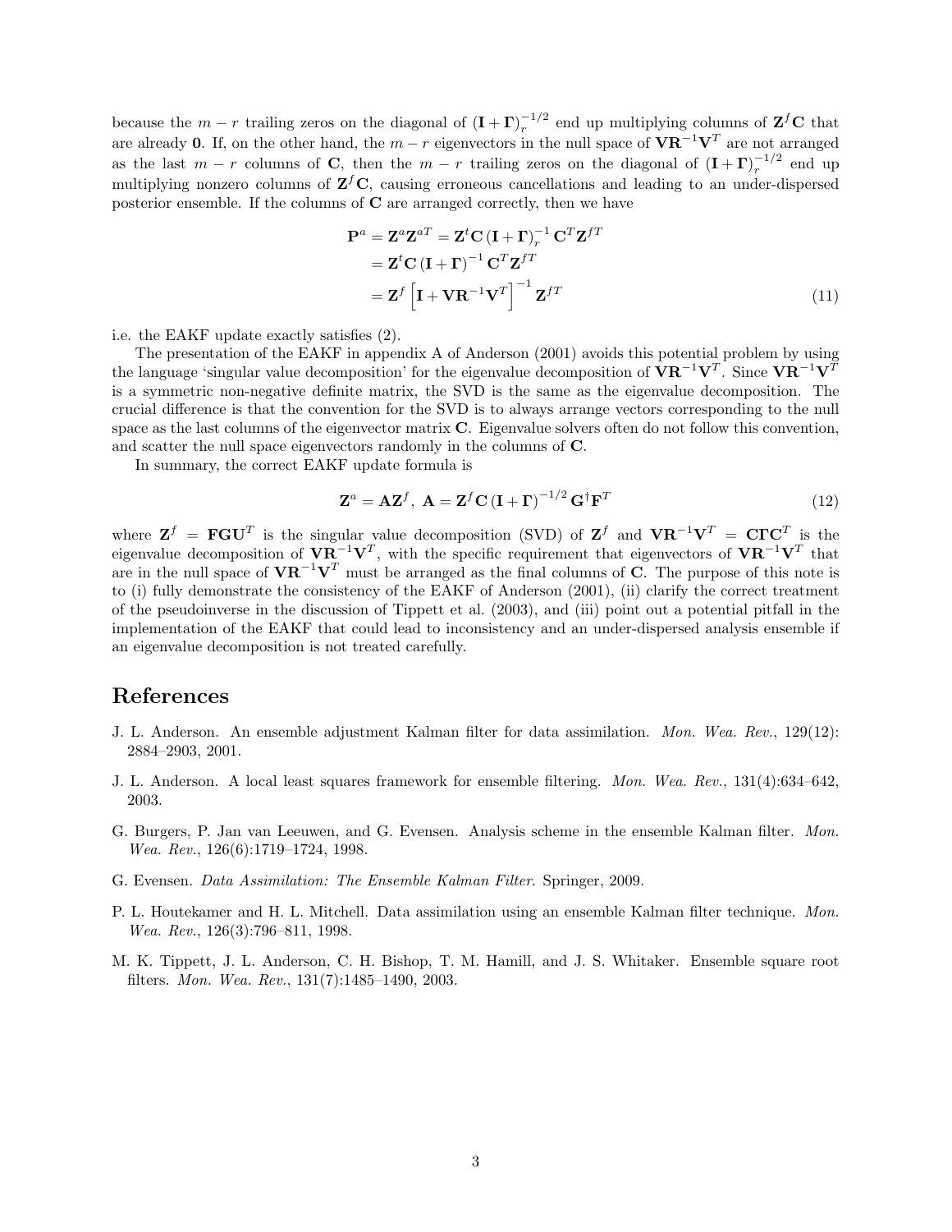because the $m - r$ trailing zeros on the diagonal of $(\mathbf{I} + \mathbf{\Gamma})_r^{-1/2}$ end up multiplying columns of $\mathbf{Z}^f\mathbf{C}$ that are already $\mathbf{0}$. If, on the other hand, the $m - r$ eigenvectors in the null space of $\mathbf{V}\mathbf{R}^{-1}\mathbf{V}^T$ are not arranged as the last $m - r$ columns of $\mathbf{C}$, then the $m - r$ trailing zeros on the diagonal of $(\mathbf{I} + \mathbf{\Gamma})_r^{-1/2}$ end up multiplying nonzero columns of $\mathbf{Z}^f\mathbf{C}$, causing erroneous cancellations and leading to an under-dispersed posterior ensemble. If the columns of $\mathbf{C}$ are arranged correctly, then we have

$$
\begin{aligned}
\mathbf{P}^a = \mathbf{Z}^a\mathbf{Z}^{aT} &= \mathbf{Z}^t\mathbf{C}\left(\mathbf{I} + \mathbf{\Gamma}\right)_r^{-1}\mathbf{C}^T\mathbf{Z}^{fT} \\
&= \mathbf{Z}^t\mathbf{C}\left(\mathbf{I} + \mathbf{\Gamma}\right)^{-1}\mathbf{C}^T\mathbf{Z}^{fT} \\
&= \mathbf{Z}^f\left[\mathbf{I} + \mathbf{V}\mathbf{R}^{-1}\mathbf{V}^T\right]^{-1}\mathbf{Z}^{fT} \qquad (11)
\end{aligned}
$$

i.e. the EAKF update exactly satisfies (2).

The presentation of the EAKF in appendix A of Anderson (2001) avoids this potential problem by using the language 'singular value decomposition' for the eigenvalue decomposition of $\mathbf{V}\mathbf{R}^{-1}\mathbf{V}^T$. Since $\mathbf{V}\mathbf{R}^{-1}\mathbf{V}^T$ is a symmetric non-negative definite matrix, the SVD is the same as the eigenvalue decomposition. The crucial difference is that the convention for the SVD is to always arrange vectors corresponding to the null space as the last columns of the eigenvector matrix $\mathbf{C}$. Eigenvalue solvers often do not follow this convention, and scatter the null space eigenvectors randomly in the columns of $\mathbf{C}$.

In summary, the correct EAKF update formula is

$$
\mathbf{Z}^a = \mathbf{A}\mathbf{Z}^f, \ \mathbf{A} = \mathbf{Z}^f\mathbf{C}\left(\mathbf{I} + \mathbf{\Gamma}\right)^{-1/2}\mathbf{G}^\dagger\mathbf{F}^T \qquad (12)
$$

where $\mathbf{Z}^f = \mathbf{F}\mathbf{G}\mathbf{U}^T$ is the singular value decomposition (SVD) of $\mathbf{Z}^f$ and $\mathbf{V}\mathbf{R}^{-1}\mathbf{V}^T = \mathbf{C}\mathbf{\Gamma}\mathbf{C}^T$ is the eigenvalue decomposition of $\mathbf{V}\mathbf{R}^{-1}\mathbf{V}^T$, with the specific requirement that eigenvectors of $\mathbf{V}\mathbf{R}^{-1}\mathbf{V}^T$ that are in the null space of $\mathbf{V}\mathbf{R}^{-1}\mathbf{V}^T$ must be arranged as the final columns of $\mathbf{C}$. The purpose of this note is to (i) fully demonstrate the consistency of the EAKF of Anderson (2001), (ii) clarify the correct treatment of the pseudoinverse in the discussion of Tippett et al. (2003), and (iii) point out a potential pitfall in the implementation of the EAKF that could lead to inconsistency and an under-dispersed analysis ensemble if an eigenvalue decomposition is not treated carefully.

## References

J. L. Anderson. An ensemble adjustment Kalman filter for data assimilation. *Mon. Wea. Rev.*, 129(12): 2884–2903, 2001.

J. L. Anderson. A local least squares framework for ensemble filtering. *Mon. Wea. Rev.*, 131(4):634–642, 2003.

G. Burgers, P. Jan van Leeuwen, and G. Evensen. Analysis scheme in the ensemble Kalman filter. *Mon. Wea. Rev.*, 126(6):1719–1724, 1998.

G. Evensen. *Data Assimilation: The Ensemble Kalman Filter.* Springer, 2009.

P. L. Houtekamer and H. L. Mitchell. Data assimilation using an ensemble Kalman filter technique. *Mon. Wea. Rev.*, 126(3):796–811, 1998.

M. K. Tippett, J. L. Anderson, C. H. Bishop, T. M. Hamill, and J. S. Whitaker. Ensemble square root filters. *Mon. Wea. Rev.*, 131(7):1485–1490, 2003.